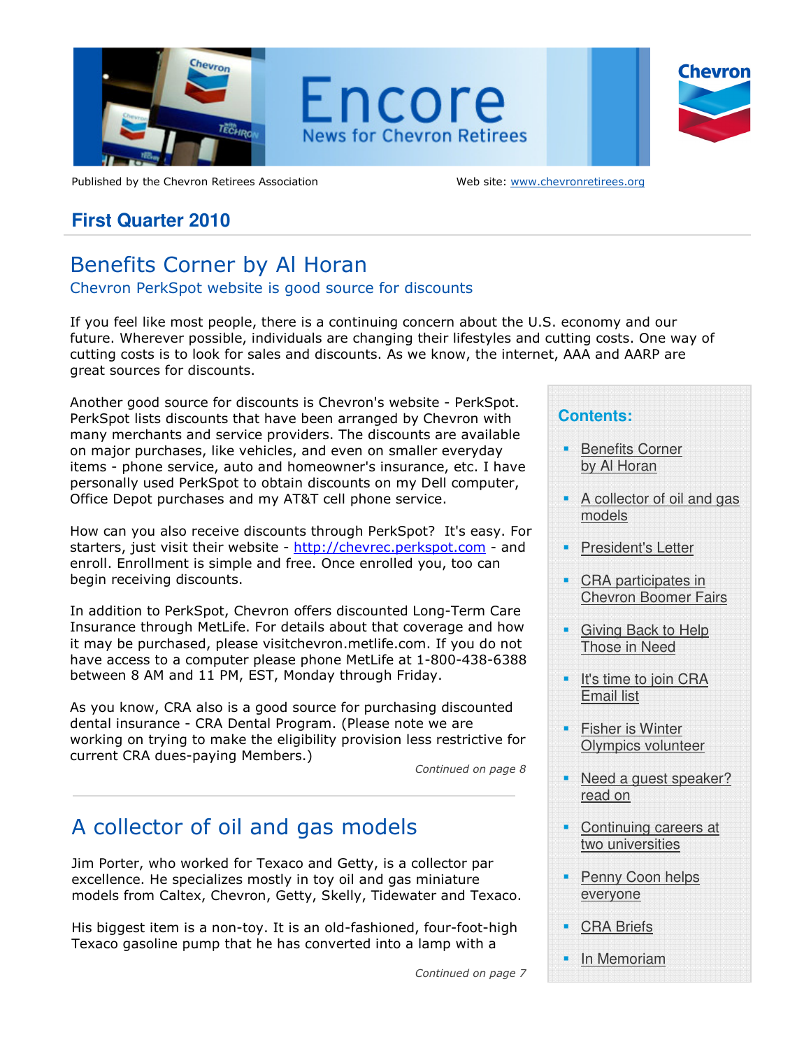# Encore

News for Chevron Retirees

Published by the Chevron Retirees Association

Web site: www.chevronretirees.org

**First Quarter 2010**

## Benefits Corner by Al Horan

### Chevron PerkSpot website is good source for discounts

If you feel like most people, there is a continuing concern about the U.S. economy and our future. Wherever possible, individuals are changing their lifestyles and cutting costs. One way of cutting costs is to look for sales and discounts. As we know, the internet, AAA and AARP are great sources for discounts.

Another good source for discounts is Chevron's website - PerkSpot. PerkSpot lists discounts that have been arranged by Chevron with many merchants and service providers. The discounts are available on major purchases, like vehicles, and even on smaller everyday items - phone service, auto and homeowner's insurance, etc. I have personally used PerkSpot to obtain discounts on my Dell computer, Office Depot purchases and my AT&T cell phone service.

How can you also receive discounts through PerkSpot? It's easy. For starters, just visit their website - http://chevrec.perkspot.com - and enroll. Enrollment is simple and free. Once enrolled you, too can begin receiving discounts.

In addition to PerkSpot, Chevron offers discounted Long-Term Care Insurance through MetLife. For details about that coverage and how it may be purchased, please visitchevron.metlife.com. If you do not have access to a computer please phone MetLife at 1-800-438-6388 between 8 AM and 11 PM, EST, Monday through Friday.

As you know, CRA also is a good source for purchasing discounted dental insurance - CRA Dental Program. (Please note we are working on trying to make the eligibility provision less restrictive for current CRA dues-paying Members.)

*Continued on page 8*

## A collector of oil and gas models

Jim Porter, who worked for Texaco and Getty, is a collector par excellence. He specializes mostly in toy oil and gas miniature models from Caltex, Chevron, Getty, Skelly, Tidewater and Texaco.

His biggest item is a non-toy. It is an old-fashioned, four-foot-high Texaco gasoline pump that he has converted into a lamp with a

*Continued on page 7*

**Contents:**

- Benefits Corner by Al Horan
- A collector of oil and gas models
- President's Letter
- CRA participates in Chevron Boomer Fairs
- Giving Back to Help Those in Need
- It's time to join CRA Email list
- Fisher is Winter Olympics volunteer
- Need a guest speaker? read on
- Continuing careers at two universities
- Penny Coon helps everyone
- CRA Briefs
- In Memoriam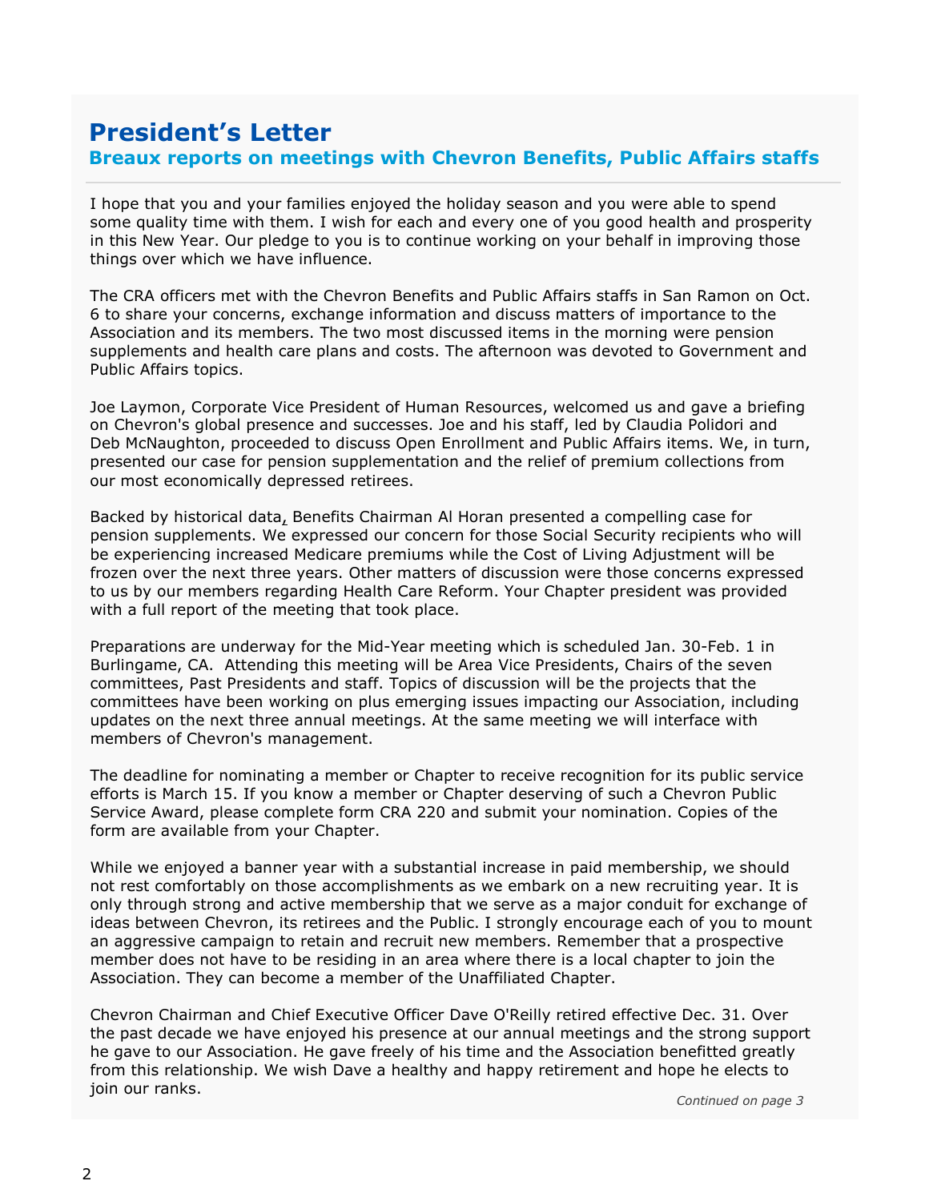# President's Letter

## Breaux reports on meetings with Chevron Benefits, Public Affairs staffs

I hope that you and your families enjoyed the holiday season and you were able to spend some quality time with them. I wish for each and every one of you good health and prosperity in this New Year. Our pledge to you is to continue working on your behalf in improving those things over which we have influence.

The CRA officers met with the Chevron Benefits and Public Affairs staffs in San Ramon on Oct. 6 to share your concerns, exchange information and discuss matters of importance to the Association and its members. The two most discussed items in the morning were pension supplements and health care plans and costs. The afternoon was devoted to Government and Public Affairs topics.

Joe Laymon, Corporate Vice President of Human Resources, welcomed us and gave a briefing on Chevron's global presence and successes. Joe and his staff, led by Claudia Polidori and Deb McNaughton, proceeded to discuss Open Enrollment and Public Affairs items. We, in turn, presented our case for pension supplementation and the relief of premium collections from our most economically depressed retirees.

Backed by historical data, Benefits Chairman Al Horan presented a compelling case for pension supplements. We expressed our concern for those Social Security recipients who will be experiencing increased Medicare premiums while the Cost of Living Adjustment will be frozen over the next three years. Other matters of discussion were those concerns expressed to us by our members regarding Health Care Reform. Your Chapter president was provided with a full report of the meeting that took place.

Preparations are underway for the Mid-Year meeting which is scheduled Jan. 30-Feb. 1 in Burlingame, CA. Attending this meeting will be Area Vice Presidents, Chairs of the seven committees, Past Presidents and staff. Topics of discussion will be the projects that the committees have been working on plus emerging issues impacting our Association, including updates on the next three annual meetings. At the same meeting we will interface with members of Chevron's management.

The deadline for nominating a member or Chapter to receive recognition for its public service efforts is March 15. If you know a member or Chapter deserving of such a Chevron Public Service Award, please complete form CRA 220 and submit your nomination. Copies of the form are available from your Chapter.

While we enjoyed a banner year with a substantial increase in paid membership, we should not rest comfortably on those accomplishments as we embark on a new recruiting year. It is only through strong and active membership that we serve as a major conduit for exchange of ideas between Chevron, its retirees and the Public. I strongly encourage each of you to mount an aggressive campaign to retain and recruit new members. Remember that a prospective member does not have to be residing in an area where there is a local chapter to join the Association. They can become a member of the Unaffiliated Chapter.

Chevron Chairman and Chief Executive Officer Dave O'Reilly retired effective Dec. 31. Over the past decade we have enjoyed his presence at our annual meetings and the strong support he gave to our Association. He gave freely of his time and the Association benefitted greatly from this relationship. We wish Dave a healthy and happy retirement and hope he elects to join our ranks.

*Continued on page 3*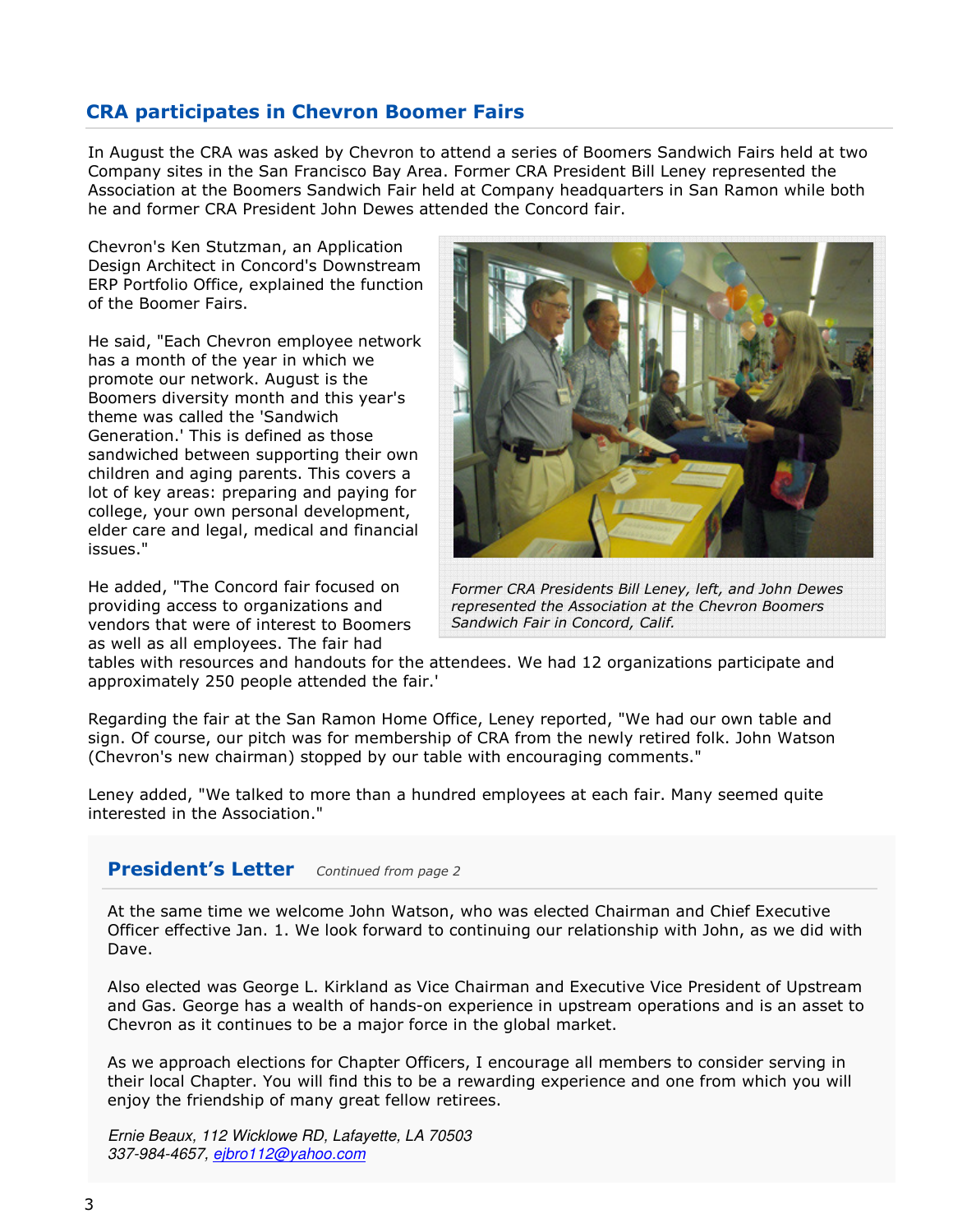## CRA participates in Chevron Boomer Fairs

In August the CRA was asked by Chevron to attend a series of Boomers Sandwich Fairs held at two Company sites in the San Francisco Bay Area. Former CRA President Bill Leney represented the Association at the Boomers Sandwich Fair held at Company headquarters in San Ramon while both he and former CRA President John Dewes attended the Concord fair.

Chevron's Ken Stutzman, an Application Design Architect in Concord's Downstream ERP Portfolio Office, explained the function of the Boomer Fairs.

He said, "Each Chevron employee network has a month of the year in which we promote our network. August is the Boomers diversity month and this year's theme was called the 'Sandwich Generation.' This is defined as those sandwiched between supporting their own children and aging parents. This covers a lot of key areas: preparing and paying for college, your own personal development, elder care and legal, medical and financial issues."

*Former CRA Presidents Bill Leney, left, and John Dewes represented the Association at the Chevron Boomers Sandwich Fair in Concord, Calif.*

He added, "The Concord fair focused on providing access to organizations and vendors that were of interest to Boomers as well as all employees. The fair had tables with resources and handouts for the attendees. We had 12 organizations participate and approximately 250 people attended the fair.'

Regarding the fair at the San Ramon Home Office, Leney reported, "We had our own table and sign. Of course, our pitch was for membership of CRA from the newly retired folk. John Watson (Chevron's new chairman) stopped by our table with encouraging comments."

Leney added, "We talked to more than a hundred employees at each fair. Many seemed quite interested in the Association."

## President's Letter *Continued from page 2*

At the same time we welcome John Watson, who was elected Chairman and Chief Executive Officer effective Jan. 1. We look forward to continuing our relationship with John, as we did with Dave.

Also elected was George L. Kirkland as Vice Chairman and Executive Vice President of Upstream and Gas. George has a wealth of hands-on experience in upstream operations and is an asset to Chevron as it continues to be a major force in the global market.

As we approach elections for Chapter Officers, I encourage all members to consider serving in their local Chapter. You will find this to be a rewarding experience and one from which you will enjoy the friendship of many great fellow retirees.

*Ernie Beaux, 112 Wicklowe RD, Lafayette, LA 70503*
*337-984-4657, ejbro112@yahoo.com*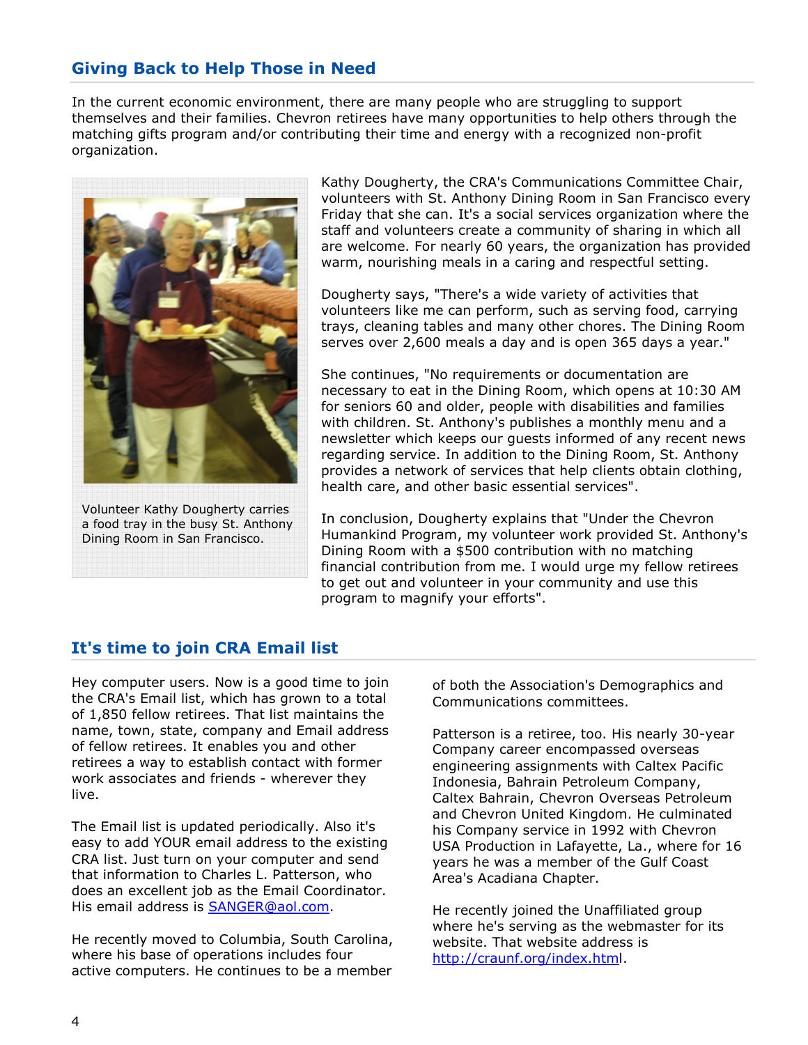## Giving Back to Help Those in Need

In the current economic environment, there are many people who are struggling to support themselves and their families. Chevron retirees have many opportunities to help others through the matching gifts program and/or contributing their time and energy with a recognized non-profit organization.

Volunteer Kathy Dougherty carries a food tray in the busy St. Anthony Dining Room in San Francisco.

Kathy Dougherty, the CRA's Communications Committee Chair, volunteers with St. Anthony Dining Room in San Francisco every Friday that she can. It's a social services organization where the staff and volunteers create a community of sharing in which all are welcome. For nearly 60 years, the organization has provided warm, nourishing meals in a caring and respectful setting.

Dougherty says, "There's a wide variety of activities that volunteers like me can perform, such as serving food, carrying trays, cleaning tables and many other chores. The Dining Room serves over 2,600 meals a day and is open 365 days a year."

She continues, "No requirements or documentation are necessary to eat in the Dining Room, which opens at 10:30 AM for seniors 60 and older, people with disabilities and families with children. St. Anthony's publishes a monthly menu and a newsletter which keeps our guests informed of any recent news regarding service. In addition to the Dining Room, St. Anthony provides a network of services that help clients obtain clothing, health care, and other basic essential services".

In conclusion, Dougherty explains that "Under the Chevron Humankind Program, my volunteer work provided St. Anthony's Dining Room with a $500 contribution with no matching financial contribution from me. I would urge my fellow retirees to get out and volunteer in your community and use this program to magnify your efforts".

## It's time to join CRA Email list

Hey computer users. Now is a good time to join the CRA's Email list, which has grown to a total of 1,850 fellow retirees. That list maintains the name, town, state, company and Email address of fellow retirees. It enables you and other retirees a way to establish contact with former work associates and friends - wherever they live.

The Email list is updated periodically. Also it's easy to add YOUR email address to the existing CRA list. Just turn on your computer and send that information to Charles L. Patterson, who does an excellent job as the Email Coordinator. His email address is SANGER@aol.com.

He recently moved to Columbia, South Carolina, where his base of operations includes four active computers. He continues to be a member of both the Association's Demographics and Communications committees.

Patterson is a retiree, too. His nearly 30-year Company career encompassed overseas engineering assignments with Caltex Pacific Indonesia, Bahrain Petroleum Company, Caltex Bahrain, Chevron Overseas Petroleum and Chevron United Kingdom. He culminated his Company service in 1992 with Chevron USA Production in Lafayette, La., where for 16 years he was a member of the Gulf Coast Area's Acadiana Chapter.

He recently joined the Unaffiliated group where he's serving as the webmaster for its website. That website address is http://craunf.org/index.html.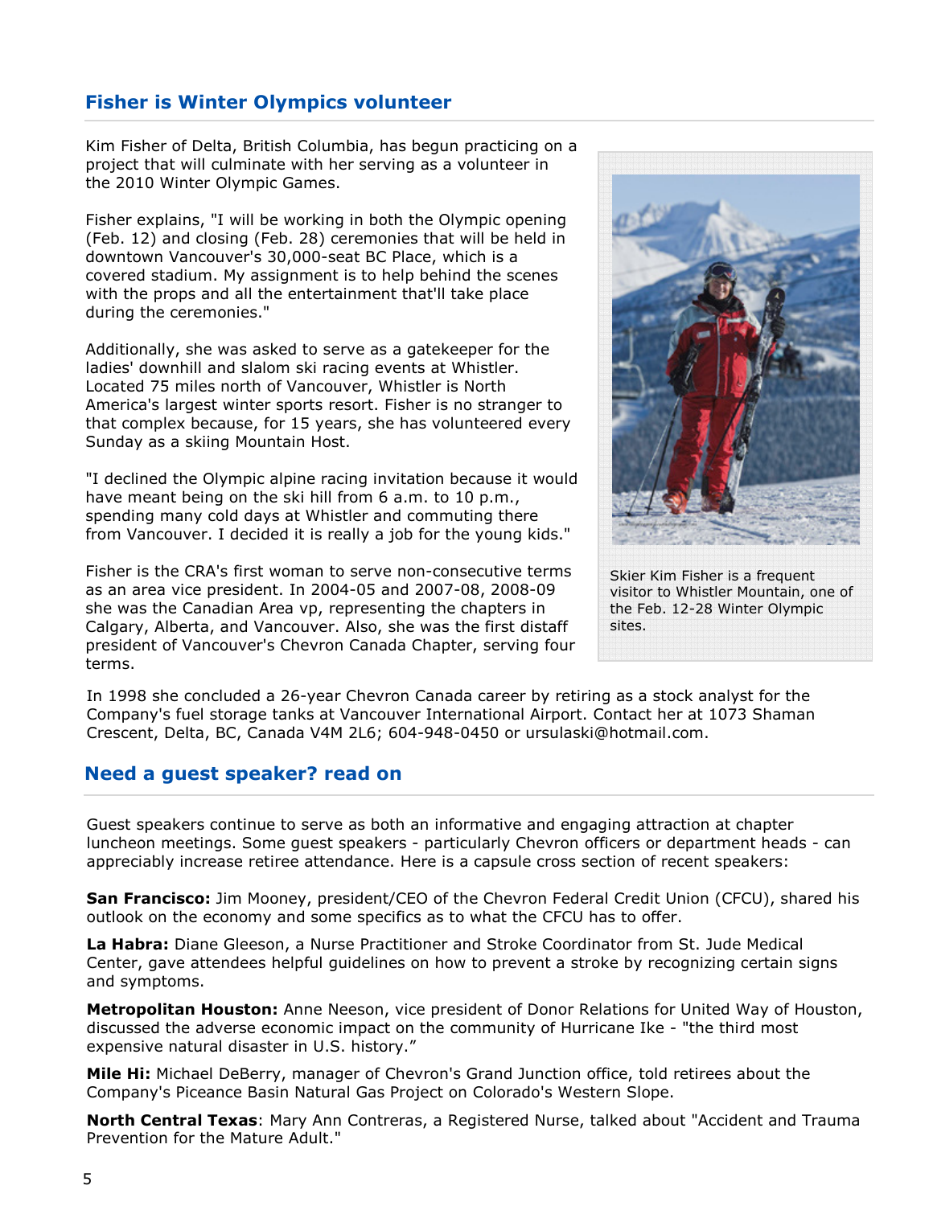## Fisher is Winter Olympics volunteer

Kim Fisher of Delta, British Columbia, has begun practicing on a project that will culminate with her serving as a volunteer in the 2010 Winter Olympic Games.

Fisher explains, "I will be working in both the Olympic opening (Feb. 12) and closing (Feb. 28) ceremonies that will be held in downtown Vancouver's 30,000-seat BC Place, which is a covered stadium. My assignment is to help behind the scenes with the props and all the entertainment that'll take place during the ceremonies."

Additionally, she was asked to serve as a gatekeeper for the ladies' downhill and slalom ski racing events at Whistler. Located 75 miles north of Vancouver, Whistler is North America's largest winter sports resort. Fisher is no stranger to that complex because, for 15 years, she has volunteered every Sunday as a skiing Mountain Host.

"I declined the Olympic alpine racing invitation because it would have meant being on the ski hill from 6 a.m. to 10 p.m., spending many cold days at Whistler and commuting there from Vancouver. I decided it is really a job for the young kids."

Fisher is the CRA's first woman to serve non-consecutive terms as an area vice president. In 2004-05 and 2007-08, 2008-09 she was the Canadian Area vp, representing the chapters in Calgary, Alberta, and Vancouver. Also, she was the first distaff president of Vancouver's Chevron Canada Chapter, serving four terms.

Skier Kim Fisher is a frequent visitor to Whistler Mountain, one of the Feb. 12-28 Winter Olympic sites.

In 1998 she concluded a 26-year Chevron Canada career by retiring as a stock analyst for the Company's fuel storage tanks at Vancouver International Airport. Contact her at 1073 Shaman Crescent, Delta, BC, Canada V4M 2L6; 604-948-0450 or ursulaski@hotmail.com.

## Need a guest speaker? read on

Guest speakers continue to serve as both an informative and engaging attraction at chapter luncheon meetings. Some guest speakers - particularly Chevron officers or department heads - can appreciably increase retiree attendance. Here is a capsule cross section of recent speakers:

**San Francisco:** Jim Mooney, president/CEO of the Chevron Federal Credit Union (CFCU), shared his outlook on the economy and some specifics as to what the CFCU has to offer.

**La Habra:** Diane Gleeson, a Nurse Practitioner and Stroke Coordinator from St. Jude Medical Center, gave attendees helpful guidelines on how to prevent a stroke by recognizing certain signs and symptoms.

**Metropolitan Houston:** Anne Neeson, vice president of Donor Relations for United Way of Houston, discussed the adverse economic impact on the community of Hurricane Ike - "the third most expensive natural disaster in U.S. history."

**Mile Hi:** Michael DeBerry, manager of Chevron's Grand Junction office, told retirees about the Company's Piceance Basin Natural Gas Project on Colorado's Western Slope.

**North Central Texas**: Mary Ann Contreras, a Registered Nurse, talked about "Accident and Trauma Prevention for the Mature Adult."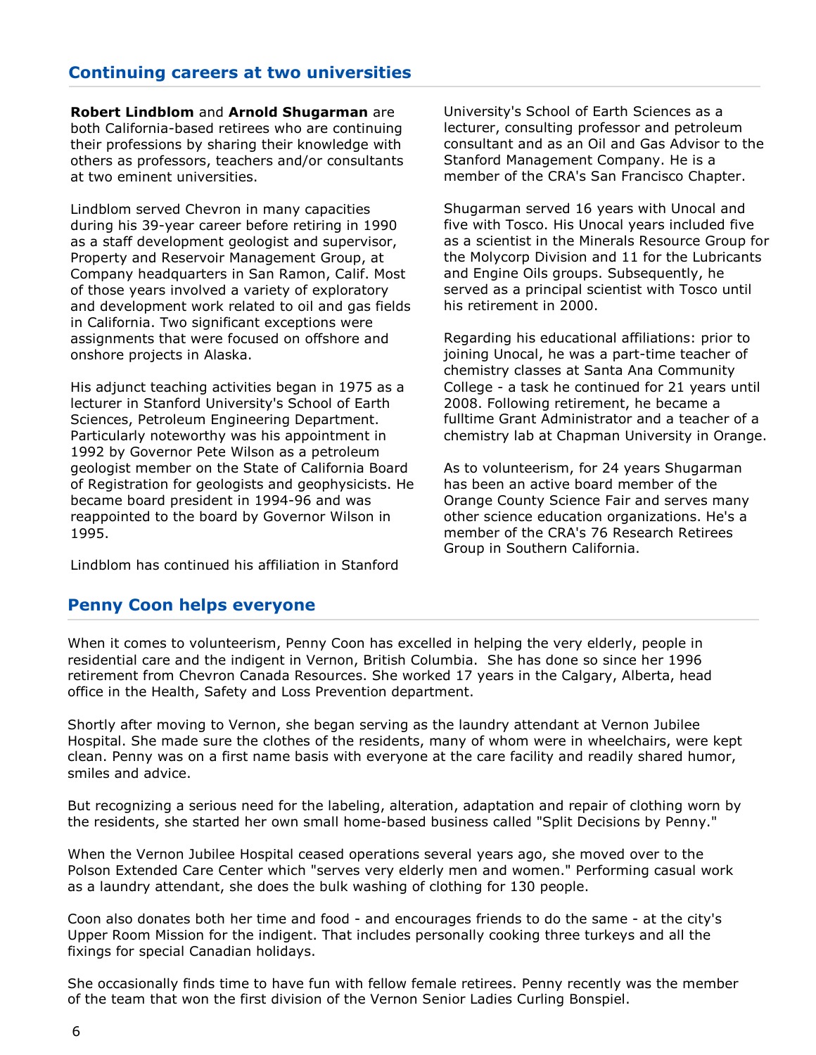## Continuing careers at two universities

**Robert Lindblom** and **Arnold Shugarman** are both California-based retirees who are continuing their professions by sharing their knowledge with others as professors, teachers and/or consultants at two eminent universities.

Lindblom served Chevron in many capacities during his 39-year career before retiring in 1990 as a staff development geologist and supervisor, Property and Reservoir Management Group, at Company headquarters in San Ramon, Calif. Most of those years involved a variety of exploratory and development work related to oil and gas fields in California. Two significant exceptions were assignments that were focused on offshore and onshore projects in Alaska.

His adjunct teaching activities began in 1975 as a lecturer in Stanford University's School of Earth Sciences, Petroleum Engineering Department. Particularly noteworthy was his appointment in 1992 by Governor Pete Wilson as a petroleum geologist member on the State of California Board of Registration for geologists and geophysicists. He became board president in 1994-96 and was reappointed to the board by Governor Wilson in 1995.

Lindblom has continued his affiliation in Stanford University's School of Earth Sciences as a lecturer, consulting professor and petroleum consultant and as an Oil and Gas Advisor to the Stanford Management Company. He is a member of the CRA's San Francisco Chapter.

Shugarman served 16 years with Unocal and five with Tosco. His Unocal years included five as a scientist in the Minerals Resource Group for the Molycorp Division and 11 for the Lubricants and Engine Oils groups. Subsequently, he served as a principal scientist with Tosco until his retirement in 2000.

Regarding his educational affiliations: prior to joining Unocal, he was a part-time teacher of chemistry classes at Santa Ana Community College - a task he continued for 21 years until 2008. Following retirement, he became a fulltime Grant Administrator and a teacher of a chemistry lab at Chapman University in Orange.

As to volunteerism, for 24 years Shugarman has been an active board member of the Orange County Science Fair and serves many other science education organizations. He's a member of the CRA's 76 Research Retirees Group in Southern California.

## Penny Coon helps everyone

When it comes to volunteerism, Penny Coon has excelled in helping the very elderly, people in residential care and the indigent in Vernon, British Columbia. She has done so since her 1996 retirement from Chevron Canada Resources. She worked 17 years in the Calgary, Alberta, head office in the Health, Safety and Loss Prevention department.

Shortly after moving to Vernon, she began serving as the laundry attendant at Vernon Jubilee Hospital. She made sure the clothes of the residents, many of whom were in wheelchairs, were kept clean. Penny was on a first name basis with everyone at the care facility and readily shared humor, smiles and advice.

But recognizing a serious need for the labeling, alteration, adaptation and repair of clothing worn by the residents, she started her own small home-based business called "Split Decisions by Penny."

When the Vernon Jubilee Hospital ceased operations several years ago, she moved over to the Polson Extended Care Center which "serves very elderly men and women." Performing casual work as a laundry attendant, she does the bulk washing of clothing for 130 people.

Coon also donates both her time and food - and encourages friends to do the same - at the city's Upper Room Mission for the indigent. That includes personally cooking three turkeys and all the fixings for special Canadian holidays.

She occasionally finds time to have fun with fellow female retirees. Penny recently was the member of the team that won the first division of the Vernon Senior Ladies Curling Bonspiel.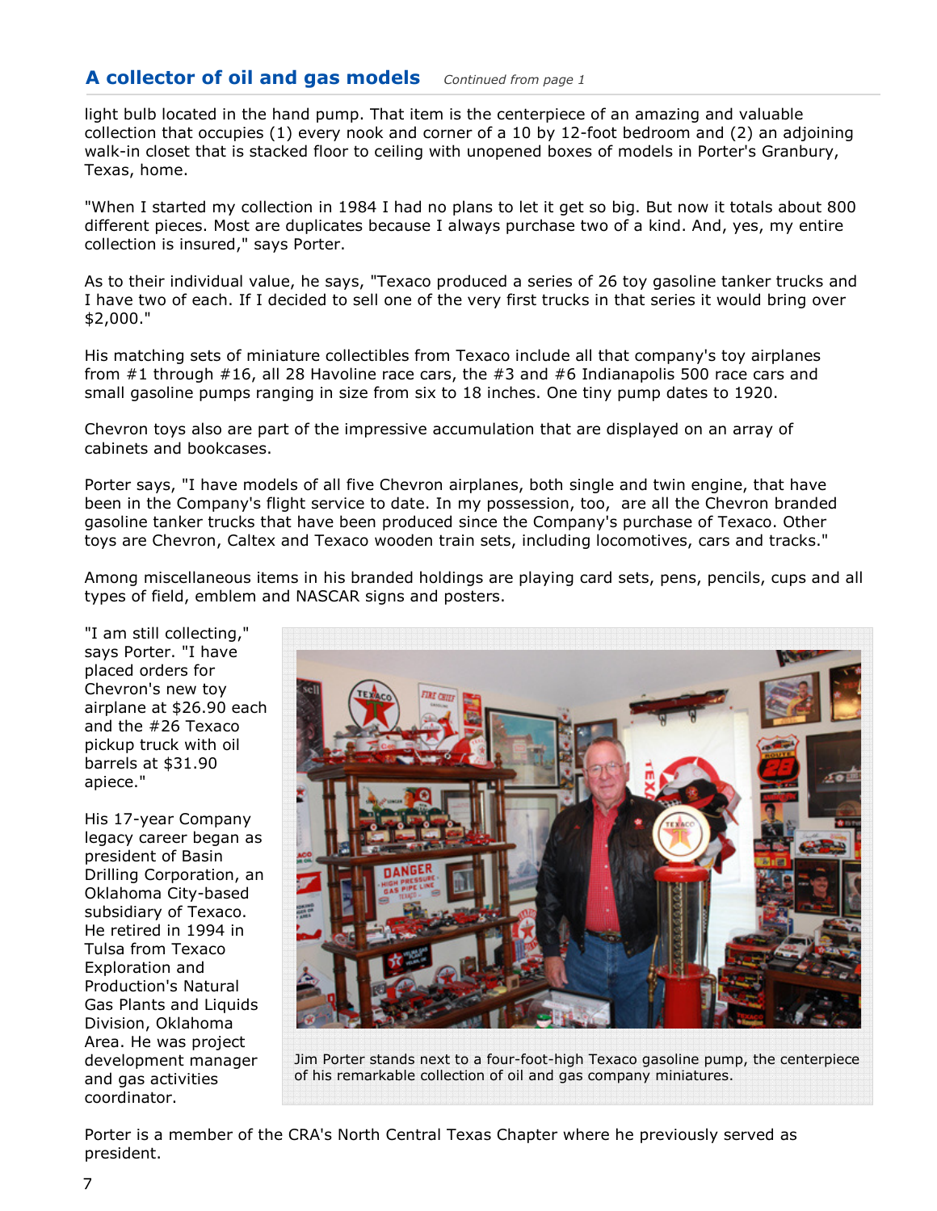## A collector of oil and gas models

*Continued from page 1*

light bulb located in the hand pump. That item is the centerpiece of an amazing and valuable collection that occupies (1) every nook and corner of a 10 by 12-foot bedroom and (2) an adjoining walk-in closet that is stacked floor to ceiling with unopened boxes of models in Porter's Granbury, Texas, home.

"When I started my collection in 1984 I had no plans to let it get so big. But now it totals about 800 different pieces. Most are duplicates because I always purchase two of a kind. And, yes, my entire collection is insured," says Porter.

As to their individual value, he says, "Texaco produced a series of 26 toy gasoline tanker trucks and I have two of each. If I decided to sell one of the very first trucks in that series it would bring over $2,000."

His matching sets of miniature collectibles from Texaco include all that company's toy airplanes from #1 through #16, all 28 Havoline race cars, the #3 and #6 Indianapolis 500 race cars and small gasoline pumps ranging in size from six to 18 inches. One tiny pump dates to 1920.

Chevron toys also are part of the impressive accumulation that are displayed on an array of cabinets and bookcases.

Porter says, "I have models of all five Chevron airplanes, both single and twin engine, that have been in the Company's flight service to date. In my possession, too, are all the Chevron branded gasoline tanker trucks that have been produced since the Company's purchase of Texaco. Other toys are Chevron, Caltex and Texaco wooden train sets, including locomotives, cars and tracks."

Among miscellaneous items in his branded holdings are playing card sets, pens, pencils, cups and all types of field, emblem and NASCAR signs and posters.

"I am still collecting," says Porter. "I have placed orders for Chevron's new toy airplane at $26.90 each and the #26 Texaco pickup truck with oil barrels at $31.90 apiece."

His 17-year Company legacy career began as president of Basin Drilling Corporation, an Oklahoma City-based subsidiary of Texaco. He retired in 1994 in Tulsa from Texaco Exploration and Production's Natural Gas Plants and Liquids Division, Oklahoma Area. He was project development manager and gas activities coordinator.

Jim Porter stands next to a four-foot-high Texaco gasoline pump, the centerpiece of his remarkable collection of oil and gas company miniatures.

Porter is a member of the CRA's North Central Texas Chapter where he previously served as president.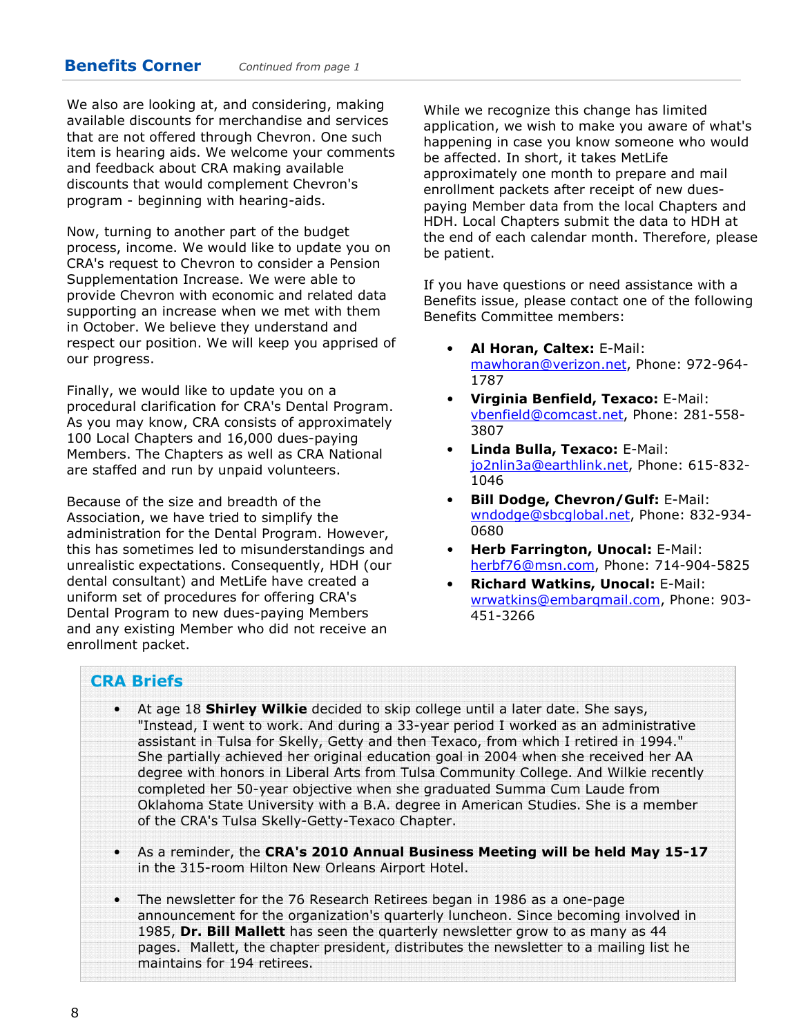## Benefits Corner

*Continued from page 1*

We also are looking at, and considering, making available discounts for merchandise and services that are not offered through Chevron. One such item is hearing aids. We welcome your comments and feedback about CRA making available discounts that would complement Chevron's program - beginning with hearing-aids.

Now, turning to another part of the budget process, income. We would like to update you on CRA's request to Chevron to consider a Pension Supplementation Increase. We were able to provide Chevron with economic and related data supporting an increase when we met with them in October. We believe they understand and respect our position. We will keep you apprised of our progress.

Finally, we would like to update you on a procedural clarification for CRA's Dental Program. As you may know, CRA consists of approximately 100 Local Chapters and 16,000 dues-paying Members. The Chapters as well as CRA National are staffed and run by unpaid volunteers.

Because of the size and breadth of the Association, we have tried to simplify the administration for the Dental Program. However, this has sometimes led to misunderstandings and unrealistic expectations. Consequently, HDH (our dental consultant) and MetLife have created a uniform set of procedures for offering CRA's Dental Program to new dues-paying Members and any existing Member who did not receive an enrollment packet.

While we recognize this change has limited application, we wish to make you aware of what's happening in case you know someone who would be affected. In short, it takes MetLife approximately one month to prepare and mail enrollment packets after receipt of new dues-paying Member data from the local Chapters and HDH. Local Chapters submit the data to HDH at the end of each calendar month. Therefore, please be patient.

If you have questions or need assistance with a Benefits issue, please contact one of the following Benefits Committee members:

- **Al Horan, Caltex:** E-Mail: mawhoran@verizon.net, Phone: 972-964-1787
- **Virginia Benfield, Texaco:** E-Mail: vbenfield@comcast.net, Phone: 281-558-3807
- **Linda Bulla, Texaco:** E-Mail: jo2nlin3a@earthlink.net, Phone: 615-832-1046
- **Bill Dodge, Chevron/Gulf:** E-Mail: wndodge@sbcglobal.net, Phone: 832-934-0680
- **Herb Farrington, Unocal:** E-Mail: herbf76@msn.com, Phone: 714-904-5825
- **Richard Watkins, Unocal:** E-Mail: wrwatkins@embarqmail.com, Phone: 903-451-3266

## CRA Briefs

- At age 18 **Shirley Wilkie** decided to skip college until a later date. She says, "Instead, I went to work. And during a 33-year period I worked as an administrative assistant in Tulsa for Skelly, Getty and then Texaco, from which I retired in 1994." She partially achieved her original education goal in 2004 when she received her AA degree with honors in Liberal Arts from Tulsa Community College. And Wilkie recently completed her 50-year objective when she graduated Summa Cum Laude from Oklahoma State University with a B.A. degree in American Studies. She is a member of the CRA's Tulsa Skelly-Getty-Texaco Chapter.
- As a reminder, the **CRA's 2010 Annual Business Meeting will be held May 15-17** in the 315-room Hilton New Orleans Airport Hotel.
- The newsletter for the 76 Research Retirees began in 1986 as a one-page announcement for the organization's quarterly luncheon. Since becoming involved in 1985, **Dr. Bill Mallett** has seen the quarterly newsletter grow to as many as 44 pages. Mallett, the chapter president, distributes the newsletter to a mailing list he maintains for 194 retirees.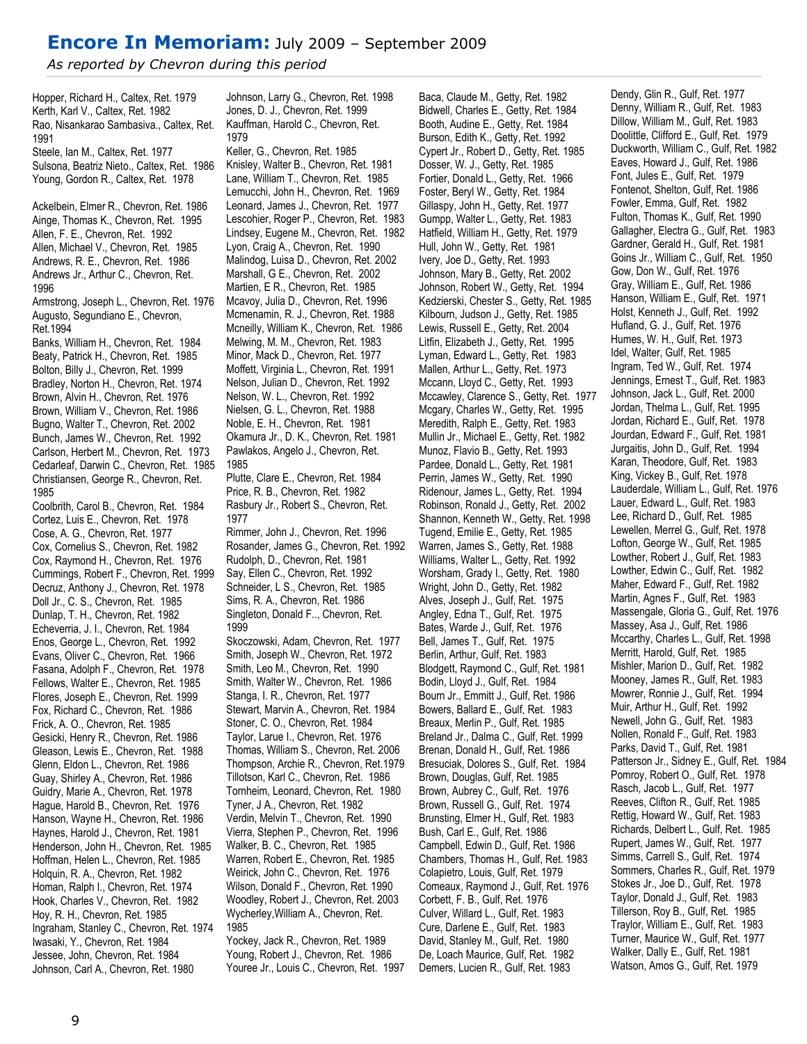# **Encore In Memoriam:** July 2009 – September 2009

*As reported by Chevron during this period*

Hopper, Richard H., Caltex, Ret. 1979
Kerth, Karl V., Caltex, Ret. 1982
Rao, Nisankarao Sambasiva., Caltex, Ret. 1991
Steele, Ian M., Caltex, Ret. 1977
Sulsona, Beatriz Nieto., Caltex, Ret. 1986
Young, Gordon R., Caltex, Ret. 1978

Ackelbein, Elmer R., Chevron, Ret. 1986
Ainge, Thomas K., Chevron, Ret. 1995
Allen, F. E., Chevron, Ret. 1992
Allen, Michael V., Chevron, Ret. 1985
Andrews, R. E., Chevron, Ret. 1986
Andrews Jr., Arthur C., Chevron, Ret. 1996
Armstrong, Joseph L., Chevron, Ret. 1976
Augusto, Segundiano E., Chevron, Ret.1994
Banks, William H., Chevron, Ret. 1984
Beaty, Patrick H., Chevron, Ret. 1985
Bolton, Billy J., Chevron, Ret. 1999
Bradley, Norton H., Chevron, Ret. 1974
Brown, Alvin H., Chevron, Ret. 1976
Brown, William V., Chevron, Ret. 1986
Bugno, Walter T., Chevron, Ret. 2002
Bunch, James W., Chevron, Ret. 1992
Carlson, Herbert M., Chevron, Ret. 1973
Cedarleaf, Darwin C., Chevron, Ret. 1985
Christiansen, George R., Chevron, Ret. 1985
Coolbrith, Carol B., Chevron, Ret. 1984
Cortez, Luis E., Chevron, Ret. 1978
Cose, A. G., Chevron, Ret. 1977
Cox, Cornelius S., Chevron, Ret. 1982
Cox, Raymond H., Chevron, Ret. 1976
Cummings, Robert F., Chevron, Ret. 1999
Decruz, Anthony J., Chevron, Ret. 1978
Doll Jr., C. S., Chevron, Ret. 1985
Dunlap, T. H., Chevron, Ret. 1982
Echeverria, J. I., Chevron, Ret. 1984
Enos, George L., Chevron, Ret. 1992
Evans, Oliver C., Chevron, Ret. 1966
Fasana, Adolph F., Chevron, Ret. 1978
Fellows, Walter E., Chevron, Ret. 1985
Flores, Joseph E., Chevron, Ret. 1999
Fox, Richard C., Chevron, Ret. 1986
Frick, A. O., Chevron, Ret. 1985
Gesicki, Henry R., Chevron, Ret. 1986
Gleason, Lewis E., Chevron, Ret. 1988
Glenn, Eldon L., Chevron, Ret. 1986
Guay, Shirley A., Chevron, Ret. 1986
Guidry, Marie A., Chevron, Ret. 1978
Hague, Harold B., Chevron, Ret. 1976
Hanson, Wayne H., Chevron, Ret. 1986
Haynes, Harold J., Chevron, Ret. 1981
Henderson, John H., Chevron, Ret. 1985
Hoffman, Helen L., Chevron, Ret. 1985
Holquin, R. A., Chevron, Ret. 1982
Homan, Ralph I., Chevron, Ret. 1974
Hook, Charles V., Chevron, Ret. 1982
Hoy, R. H., Chevron, Ret. 1985
Ingraham, Stanley C., Chevron, Ret. 1974
Iwasaki, Y., Chevron, Ret. 1984
Jessee, John, Chevron, Ret. 1984
Johnson, Carl A., Chevron, Ret. 1980
Johnson, Larry G., Chevron, Ret. 1998
Jones, D. J., Chevron, Ret. 1999
Kauffman, Harold C., Chevron, Ret. 1979
Keller, G., Chevron, Ret. 1985
Knisley, Walter B., Chevron, Ret. 1981
Lane, William T., Chevron, Ret. 1985
Lemucchi, John H., Chevron, Ret. 1969
Leonard, James J., Chevron, Ret. 1977
Lescohier, Roger P., Chevron, Ret. 1983
Lindsey, Eugene M., Chevron, Ret. 1982
Lyon, Craig A., Chevron, Ret. 1990
Malindog, Luisa D., Chevron, Ret. 2002
Marshall, G E., Chevron, Ret. 2002
Martien, E R., Chevron, Ret. 1985
Mcavoy, Julia D., Chevron, Ret. 1996
Mcmenamin, R. J., Chevron, Ret. 1988
Mcneilly, William K., Chevron, Ret. 1986
Melwing, M. M., Chevron, Ret. 1983
Minor, Mack D., Chevron, Ret. 1977
Moffett, Virginia L., Chevron, Ret. 1991
Nelson, Julian D., Chevron, Ret. 1992
Nelson, W. L., Chevron, Ret. 1992
Nielsen, G. L., Chevron, Ret. 1988
Noble, E. H., Chevron, Ret. 1981
Okamura Jr., D. K., Chevron, Ret. 1981
Pawlakos, Angelo J., Chevron, Ret. 1985
Plutte, Clare E., Chevron, Ret. 1984
Price, R. B., Chevron, Ret. 1982
Rasbury Jr., Robert S., Chevron, Ret. 1977
Rimmer, John J., Chevron, Ret. 1996
Rosander, James G., Chevron, Ret. 1992
Rudolph, D., Chevron, Ret. 1981
Say, Ellen C., Chevron, Ret. 1992
Schneider, L S., Chevron, Ret. 1985
Sims, R. A., Chevron, Ret. 1986
Singleton, Donald F.., Chevron, Ret. 1999
Skoczowski, Adam, Chevron, Ret. 1977
Smith, Joseph W., Chevron, Ret. 1972
Smith, Leo M., Chevron, Ret. 1990
Smith, Walter W., Chevron, Ret. 1986
Stanga, I. R., Chevron, Ret. 1977
Stewart, Marvin A., Chevron, Ret. 1984
Stoner, C. O., Chevron, Ret. 1984
Taylor, Larue I., Chevron, Ret. 1976
Thomas, William S., Chevron, Ret. 2006
Thompson, Archie R., Chevron, Ret.1979
Tillotson, Karl C., Chevron, Ret. 1986
Tornheim, Leonard, Chevron, Ret. 1980
Tyner, J A., Chevron, Ret. 1982
Verdin, Melvin T., Chevron, Ret. 1990
Vierra, Stephen P., Chevron, Ret. 1996
Walker, B. C., Chevron, Ret. 1985
Warren, Robert E., Chevron, Ret. 1985
Weirick, John C., Chevron, Ret. 1976
Wilson, Donald F., Chevron, Ret. 1990
Woodley, Robert J., Chevron, Ret. 2003
Wycherley,William A., Chevron, Ret. 1985
Yockey, Jack R., Chevron, Ret. 1989
Young, Robert J., Chevron, Ret. 1986
Youree Jr., Louis C., Chevron, Ret. 1997
Baca, Claude M., Getty, Ret. 1982
Bidwell, Charles E., Getty, Ret. 1984
Booth, Audine E., Getty, Ret. 1984
Burson, Edith K., Getty, Ret. 1992
Cypert Jr., Robert D., Getty, Ret. 1985
Dosser, W. J., Getty, Ret. 1985
Fortier, Donald L., Getty, Ret. 1966
Foster, Beryl W., Getty, Ret. 1984
Gillaspy, John H., Getty, Ret. 1977
Gumpp, Walter L., Getty, Ret. 1983
Hatfield, William H., Getty, Ret. 1979
Hull, John W., Getty, Ret. 1981
Ivery, Joe D., Getty, Ret. 1993
Johnson, Mary B., Getty, Ret. 2002
Johnson, Robert W., Getty, Ret. 1994
Kedzierski, Chester S., Getty, Ret. 1985
Kilbourn, Judson J., Getty, Ret. 1985
Lewis, Russell E., Getty, Ret. 2004
Litfin, Elizabeth J., Getty, Ret. 1995
Lyman, Edward L., Getty, Ret. 1983
Mallen, Arthur L., Getty, Ret. 1973
Mccann, Lloyd C., Getty, Ret. 1993
Mccawley, Clarence S., Getty, Ret. 1977
Mcgary, Charles W., Getty, Ret. 1995
Meredith, Ralph E., Getty, Ret. 1983
Mullin Jr., Michael E., Getty, Ret. 1982
Munoz, Flavio B., Getty, Ret. 1993
Pardee, Donald L., Getty, Ret. 1981
Perrin, James W., Getty, Ret. 1990
Ridenour, James L., Getty, Ret. 1994
Robinson, Ronald J., Getty, Ret. 2002
Shannon, Kenneth W., Getty, Ret. 1998
Tugend, Emilie E., Getty, Ret. 1985
Warren, James S., Getty, Ret. 1988
Williams, Walter L., Getty, Ret. 1992
Worsham, Grady I., Getty, Ret. 1980
Wright, John D., Getty, Ret. 1982
Alves, Joseph J., Gulf, Ret. 1975
Angley, Edna T., Gulf, Ret. 1975
Bates, Warde J., Gulf, Ret. 1976
Bell, James T., Gulf, Ret. 1975
Berlin, Arthur, Gulf, Ret. 1983
Blodgett, Raymond C., Gulf, Ret. 1981
Bodin, Lloyd J., Gulf, Ret. 1984
Bourn Jr., Emmitt J., Gulf, Ret. 1986
Bowers, Ballard E., Gulf, Ret. 1983
Breaux, Merlin P., Gulf, Ret. 1985
Breland Jr., Dalma C., Gulf, Ret. 1999
Brenan, Donald H., Gulf, Ret. 1986
Bresuciak, Dolores S., Gulf, Ret. 1984
Brown, Douglas, Gulf, Ret. 1985
Brown, Aubrey C., Gulf, Ret. 1976
Brown, Russell G., Gulf, Ret. 1974
Brunsting, Elmer H., Gulf, Ret. 1983
Bush, Carl E., Gulf, Ret. 1986
Campbell, Edwin D., Gulf, Ret. 1986
Chambers, Thomas H., Gulf, Ret. 1983
Colapietro, Louis, Gulf, Ret. 1979
Comeaux, Raymond J., Gulf, Ret. 1976
Corbett, F. B., Gulf, Ret. 1976
Culver, Willard L., Gulf, Ret. 1983
Cure, Darlene E., Gulf, Ret. 1983
David, Stanley M., Gulf, Ret. 1980
De, Loach Maurice, Gulf, Ret. 1982
Demers, Lucien R., Gulf, Ret. 1983
Dendy, Glin R., Gulf, Ret. 1977
Denny, William R., Gulf, Ret. 1983
Dillow, William M., Gulf, Ret. 1983
Doolittle, Clifford E., Gulf, Ret. 1979
Duckworth, William C., Gulf, Ret. 1982
Eaves, Howard J., Gulf, Ret. 1986
Font, Jules E., Gulf, Ret. 1979
Fontenot, Shelton, Gulf, Ret. 1986
Fowler, Emma, Gulf, Ret. 1982
Fulton, Thomas K., Gulf, Ret. 1990
Gallagher, Electra G., Gulf, Ret. 1983
Gardner, Gerald H., Gulf, Ret. 1981
Goins Jr., William C., Gulf, Ret. 1950
Gow, Don W., Gulf, Ret. 1976
Gray, William E., Gulf, Ret. 1986
Hanson, William E., Gulf, Ret. 1971
Holst, Kenneth J., Gulf, Ret. 1992
Hufland, G. J., Gulf, Ret. 1976
Humes, W. H., Gulf, Ret. 1973
Idel, Walter, Gulf, Ret. 1985
Ingram, Ted W., Gulf, Ret. 1974
Jennings, Ernest T., Gulf, Ret. 1983
Johnson, Jack L., Gulf, Ret. 2000
Jordan, Thelma L., Gulf, Ret. 1995
Jordan, Richard E., Gulf, Ret. 1978
Jourdan, Edward F., Gulf, Ret. 1981
Jurgaitis, John D., Gulf, Ret. 1994
Karan, Theodore, Gulf, Ret. 1983
King, Vickey B., Gulf, Ret. 1978
Lauderdale, William L., Gulf, Ret. 1976
Lauer, Edward L., Gulf, Ret. 1983
Lee, Richard D., Gulf, Ret. 1985
Lewellen, Merrel G., Gulf, Ret. 1978
Lofton, George W., Gulf, Ret. 1985
Lowther, Robert J., Gulf, Ret. 1983
Lowther, Edwin C., Gulf, Ret. 1982
Maher, Edward F., Gulf, Ret. 1982
Martin, Agnes F., Gulf, Ret. 1983
Massengale, Gloria G., Gulf, Ret. 1976
Massey, Asa J., Gulf, Ret. 1986
Mccarthy, Charles L., Gulf, Ret. 1998
Merritt, Harold, Gulf, Ret. 1985
Mishler, Marion D., Gulf, Ret. 1982
Mooney, James R., Gulf, Ret. 1983
Mowrer, Ronnie J., Gulf, Ret. 1994
Muir, Arthur H., Gulf, Ret. 1992
Newell, John G., Gulf, Ret. 1983
Nollen, Ronald F., Gulf, Ret. 1983
Parks, David T., Gulf, Ret. 1981
Patterson Jr., Sidney E., Gulf, Ret. 1984
Pomroy, Robert O., Gulf, Ret. 1978
Rasch, Jacob L., Gulf, Ret. 1977
Reeves, Clifton R., Gulf, Ret. 1985
Rettig, Howard W., Gulf, Ret. 1983
Richards, Delbert L., Gulf, Ret. 1985
Rupert, James W., Gulf, Ret. 1977
Simms, Carrell S., Gulf, Ret. 1974
Sommers, Charles R., Gulf, Ret. 1979
Stokes Jr., Joe D., Gulf, Ret. 1978
Taylor, Donald J., Gulf, Ret. 1983
Tillerson, Roy B., Gulf, Ret. 1985
Traylor, William E., Gulf, Ret. 1983
Turner, Maurice W., Gulf, Ret. 1977
Walker, Dally E., Gulf, Ret. 1981
Watson, Amos G., Gulf, Ret. 1979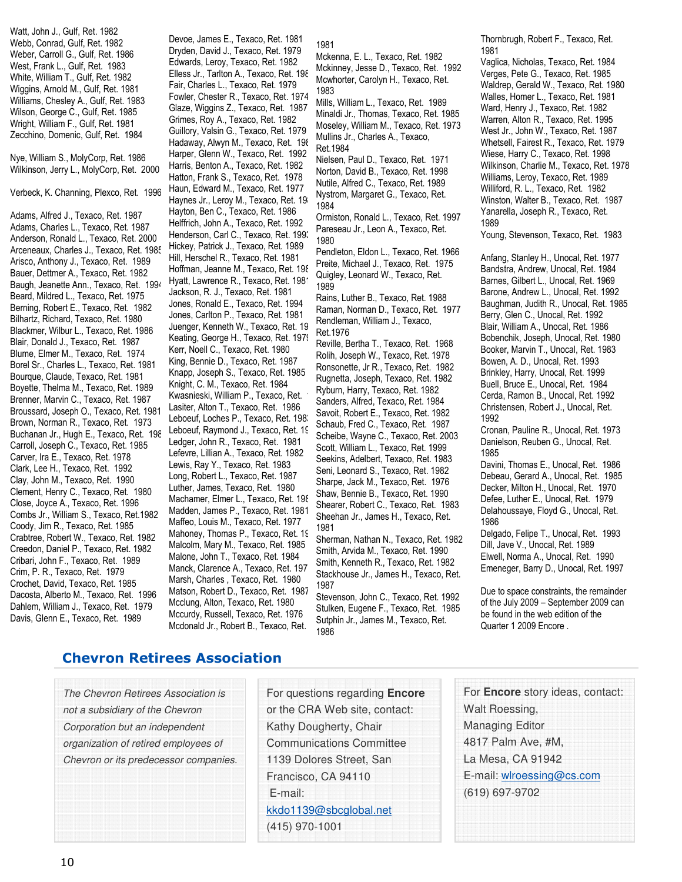Watt, John J., Gulf, Ret. 1982
Webb, Conrad, Gulf, Ret. 1982
Weber, Carroll G., Gulf, Ret. 1986
West, Frank L., Gulf, Ret. 1983
White, William T., Gulf, Ret. 1982
Wiggins, Arnold M., Gulf, Ret. 1981
Williams, Chesley A., Gulf, Ret. 1983
Wilson, George C., Gulf, Ret. 1985
Wright, William F., Gulf, Ret. 1981
Zecchino, Domenic, Gulf, Ret. 1984

Nye, William S., MolyCorp, Ret. 1986
Wilkinson, Jerry L., MolyCorp, Ret. 2000

Verbeck, K. Channing, Plexco, Ret. 1996

Adams, Alfred J., Texaco, Ret. 1987
Adams, Charles L., Texaco, Ret. 1987
Anderson, Ronald L., Texaco, Ret. 2000
Arceneaux, Charles J., Texaco, Ret. 1985
Arisco, Anthony J., Texaco, Ret. 1989
Bauer, Dettmer A., Texaco, Ret. 1982
Baugh, Jeanette Ann., Texaco, Ret. 1994
Beard, Mildred L., Texaco, Ret. 1975
Berning, Robert E., Texaco, Ret. 1982
Bilhartz, Richard, Texaco, Ret. 1980
Blackmer, Wilbur L., Texaco, Ret. 1986
Blair, Donald J., Texaco, Ret. 1987
Blume, Elmer M., Texaco, Ret. 1974
Borel Sr., Charles L., Texaco, Ret. 1981
Bourque, Claude, Texaco, Ret. 1981
Boyette, Thelma M., Texaco, Ret. 1989
Brenner, Marvin C., Texaco, Ret. 1987
Broussard, Joseph O., Texaco, Ret. 1981
Brown, Norman R., Texaco, Ret. 1973
Buchanan Jr., Hugh E., Texaco, Ret. 198
Carroll, Joseph C., Texaco, Ret. 1985
Carver, Ira E., Texaco, Ret. 1978
Clark, Lee H., Texaco, Ret. 1992
Clay, John M., Texaco, Ret. 1990
Clement, Henry C., Texaco, Ret. 1980
Close, Joyce A., Texaco, Ret. 1996
Combs Jr., William S., Texaco, Ret.1982
Coody, Jim R., Texaco, Ret. 1985
Crabtree, Robert W., Texaco, Ret. 1982
Creedon, Daniel P., Texaco, Ret. 1982
Cribari, John F., Texaco, Ret. 1989
Crim, P. R., Texaco, Ret. 1979
Crochet, David, Texaco, Ret. 1985
Dacosta, Alberto M., Texaco, Ret. 1996
Dahlem, William J., Texaco, Ret. 1979
Davis, Glenn E., Texaco, Ret. 1989

Devoe, James E., Texaco, Ret. 1981
Dryden, David J., Texaco, Ret. 1979
Edwards, Leroy, Texaco, Ret. 1982
Elless Jr., Tarlton A., Texaco, Ret. 198
Fair, Charles L., Texaco, Ret. 1979
Fowler, Chester R., Texaco, Ret. 1974
Glaze, Wiggins Z., Texaco, Ret. 1987
Grimes, Roy A., Texaco, Ret. 1982
Guillory, Valsin G., Texaco, Ret. 1979
Hadaway, Alwyn M., Texaco, Ret. 198
Harper, Glenn W., Texaco, Ret. 1992
Harris, Benton A., Texaco, Ret. 1982
Hatton, Frank S., Texaco, Ret. 1978
Haun, Edward M., Texaco, Ret. 1977
Haynes Jr., Leroy M., Texaco, Ret. 19
Hayton, Ben C., Texaco, Ret. 1986
Helffrich, John A., Texaco, Ret. 1992
Henderson, Carl C., Texaco, Ret. 199
Hickey, Patrick J., Texaco, Ret. 1989
Hill, Herschel R., Texaco, Ret. 1981
Hoffman, Jeanne M., Texaco, Ret. 198
Hyatt, Lawrence R., Texaco, Ret. 198
Jackson, R. J., Texaco, Ret. 1981
Jones, Ronald E., Texaco, Ret. 1994
Jones, Carlton P., Texaco, Ret. 1981
Juenger, Kenneth W., Texaco, Ret. 19
Keating, George H., Texaco, Ret. 197
Kerr, Noell C., Texaco, Ret. 1980
King, Bennie D., Texaco, Ret. 1987
Knapp, Joseph S., Texaco, Ret. 1985
Knight, C. M., Texaco, Ret. 1984
Kwasnieski, William P., Texaco, Ret.
Lasiter, Alton T., Texaco, Ret. 1986
Leboeuf, Loches P., Texaco, Ret. 198
Leboeuf, Raymond J., Texaco, Ret. 19
Ledger, John R., Texaco, Ret. 1981
Lefevre, Lillian A., Texaco, Ret. 1982
Lewis, Ray Y., Texaco, Ret. 1983
Long, Robert L., Texaco, Ret. 1987
Luther, James, Texaco, Ret. 1980
Machamer, Elmer L., Texaco, Ret. 198
Madden, James P., Texaco, Ret. 1981
Maffeo, Louis M., Texaco, Ret. 1977
Mahoney, Thomas P., Texaco, Ret. 19
Malcolm, Mary M., Texaco, Ret. 1985
Malone, John T., Texaco, Ret. 1984
Manck, Clarence A., Texaco, Ret. 197
Marsh, Charles , Texaco, Ret. 1980
Matson, Robert D., Texaco, Ret. 1987
Mcclung, Alton, Texaco, Ret. 1980
Mccurdy, Russell, Texaco, Ret. 1976
Mcdonald Jr., Robert B., Texaco, Ret. 1981
Mckenna, E. L., Texaco, Ret. 1982
Mckinney, Jesse D., Texaco, Ret. 1992
Mcwhorter, Carolyn H., Texaco, Ret. 1983
Mills, William L., Texaco, Ret. 1989
Minaldi Jr., Thomas, Texaco, Ret. 1985
Moseley, William M., Texaco, Ret. 1973
Mullins Jr., Charles A., Texaco, Ret.1984
Nielsen, Paul D., Texaco, Ret. 1971
Norton, David B., Texaco, Ret. 1998
Nutile, Alfred C., Texaco, Ret. 1989
Nystrom, Margaret G., Texaco, Ret. 1984
Ormiston, Ronald L., Texaco, Ret. 1997
Pareseau Jr., Leon A., Texaco, Ret. 1980
Pendleton, Eldon L., Texaco, Ret. 1966
Preite, Michael J., Texaco, Ret. 1975
Quigley, Leonard W., Texaco, Ret. 1989
Rains, Luther B., Texaco, Ret. 1988
Raman, Norman D., Texaco, Ret. 1977
Rendleman, William J., Texaco, Ret.1976
Reville, Bertha T., Texaco, Ret. 1968
Rolih, Joseph W., Texaco, Ret. 1978
Ronsonette, Jr R., Texaco, Ret. 1982
Rugnetta, Joseph, Texaco, Ret. 1982
Ryburn, Harry, Texaco, Ret. 1982
Sanders, Alfred, Texaco, Ret. 1984
Savoit, Robert E., Texaco, Ret. 1982
Schaub, Fred C., Texaco, Ret. 1987
Scheibe, Wayne C., Texaco, Ret. 2003
Scott, William L., Texaco, Ret. 1999
Seekins, Adelbert, Texaco, Ret. 1983
Seni, Leonard S., Texaco, Ret. 1982
Sharpe, Jack M., Texaco, Ret. 1976
Shaw, Bennie B., Texaco, Ret. 1990
Shearer, Robert C., Texaco, Ret. 1983
Sheehan Jr., James H., Texaco, Ret. 1981
Sherman, Nathan N., Texaco, Ret. 1982
Smith, Arvida M., Texaco, Ret. 1990
Smith, Kenneth R., Texaco, Ret. 1982
Stackhouse Jr., James H., Texaco, Ret. 1987
Stevenson, John C., Texaco, Ret. 1992
Stulken, Eugene F., Texaco, Ret. 1985
Sutphin Jr., James M., Texaco, Ret. 1986

Thornbrugh, Robert F., Texaco, Ret. 1981
Vaglica, Nicholas, Texaco, Ret. 1984
Verges, Pete G., Texaco, Ret. 1985
Waldrep, Gerald W., Texaco, Ret. 1980
Walles, Homer L., Texaco, Ret. 1981
Ward, Henry J., Texaco, Ret. 1982
Warren, Alton R., Texaco, Ret. 1995
West Jr., John W., Texaco, Ret. 1987
Whetsell, Fairest R., Texaco, Ret. 1979
Wiese, Harry C., Texaco, Ret. 1998
Wilkinson, Charlie M., Texaco, Ret. 1978
Williams, Leroy, Texaco, Ret. 1989
Williford, R. L., Texaco, Ret. 1982
Winston, Walter B., Texaco, Ret. 1987
Yanarella, Joseph R., Texaco, Ret. 1989
Young, Stevenson, Texaco, Ret. 1983

Anfang, Stanley H., Unocal, Ret. 1977
Bandstra, Andrew, Unocal, Ret. 1984
Barnes, Gilbert L., Unocal, Ret. 1969
Barone, Andrew L., Unocal, Ret. 1992
Baughman, Judith R., Unocal, Ret. 1985
Berry, Glen C., Unocal, Ret. 1992
Blair, William A., Unocal, Ret. 1986
Bobenchik, Joseph, Unocal, Ret. 1980
Booker, Marvin T., Unocal, Ret. 1983
Bowen, A. D., Unocal, Ret. 1993
Brinkley, Harry, Unocal, Ret. 1999
Buell, Bruce E., Unocal, Ret. 1984
Cerda, Ramon B., Unocal, Ret. 1992
Christensen, Robert J., Unocal, Ret. 1992
Cronan, Pauline R., Unocal, Ret. 1973
Danielson, Reuben G., Unocal, Ret. 1985
Davini, Thomas E., Unocal, Ret. 1986
Debeau, Gerard A., Unocal, Ret. 1985
Decker, Milton H., Unocal, Ret. 1970
Defee, Luther E., Unocal, Ret. 1979
Delahoussaye, Floyd G., Unocal, Ret. 1986
Delgado, Felipe T., Unocal, Ret. 1993
Dill, Jave V., Unocal, Ret. 1989
Elwell, Norma A., Unocal, Ret. 1990
Emeneger, Barry D., Unocal, Ret. 1997

Due to space constraints, the remainder of the July 2009 – September 2009 can be found in the web edition of the Quarter 1 2009 Encore .

## Chevron Retirees Association

*The Chevron Retirees Association is not a subsidiary of the Chevron Corporation but an independent organization of retired employees of Chevron or its predecessor companies.*

For questions regarding **Encore** or the CRA Web site, contact:
Kathy Dougherty, Chair
Communications Committee
1139 Dolores Street, San Francisco, CA 94110
E-mail: kkdo1139@sbcglobal.net
(415) 970-1001

For **Encore** story ideas, contact:
Walt Roessing,
Managing Editor
4817 Palm Ave, #M,
La Mesa, CA 91942
E-mail: wlroessing@cs.com
(619) 697-9702